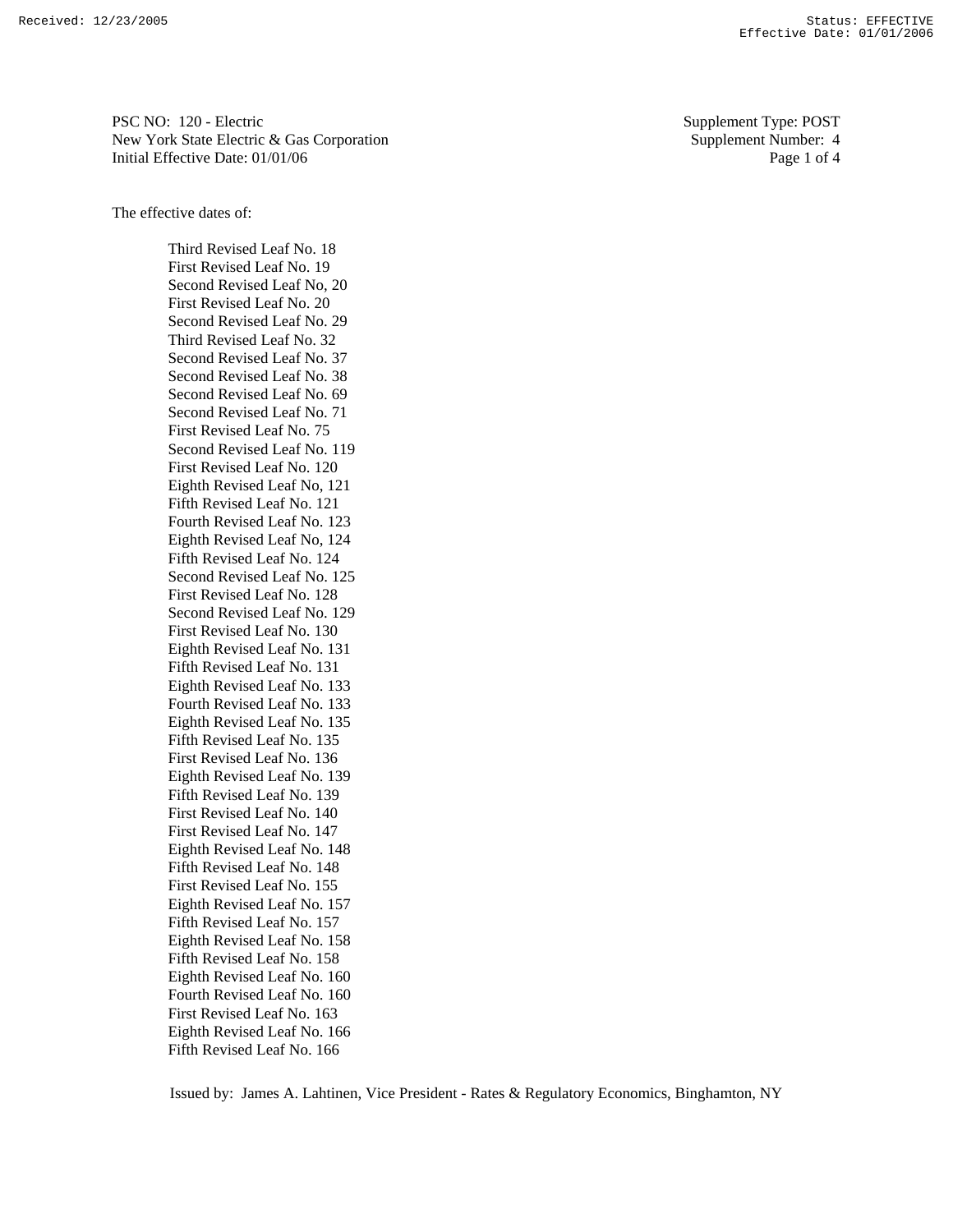PSC NO: 120 - Electric
New York State Electric & Gas Corporation
Initial Effective Date: 01/01/06

Supplement Type: POST
Supplement Number: 4

The effective dates of:

Third Revised Leaf No. 18
First Revised Leaf No. 19
Second Revised Leaf No, 20
First Revised Leaf No. 20
Second Revised Leaf No. 29
Third Revised Leaf No. 32
Second Revised Leaf No. 37
Second Revised Leaf No. 38
Second Revised Leaf No. 69
Second Revised Leaf No. 71
First Revised Leaf No. 75
Second Revised Leaf No. 119
First Revised Leaf No. 120
Eighth Revised Leaf No, 121
Fifth Revised Leaf No. 121
Fourth Revised Leaf No. 123
Eighth Revised Leaf No, 124
Fifth Revised Leaf No. 124
Second Revised Leaf No. 125
First Revised Leaf No. 128
Second Revised Leaf No. 129
First Revised Leaf No. 130
Eighth Revised Leaf No. 131
Fifth Revised Leaf No. 131
Eighth Revised Leaf No. 133
Fourth Revised Leaf No. 133
Eighth Revised Leaf No. 135
Fifth Revised Leaf No. 135
First Revised Leaf No. 136
Eighth Revised Leaf No. 139
Fifth Revised Leaf No. 139
First Revised Leaf No. 140
First Revised Leaf No. 147
Eighth Revised Leaf No. 148
Fifth Revised Leaf No. 148
First Revised Leaf No. 155
Eighth Revised Leaf No. 157
Fifth Revised Leaf No. 157
Eighth Revised Leaf No. 158
Fifth Revised Leaf No. 158
Eighth Revised Leaf No. 160
Fourth Revised Leaf No. 160
First Revised Leaf No. 163
Eighth Revised Leaf No. 166
Fifth Revised Leaf No. 166

Issued by: James A. Lahtinen, Vice President - Rates & Regulatory Economics, Binghamton, NY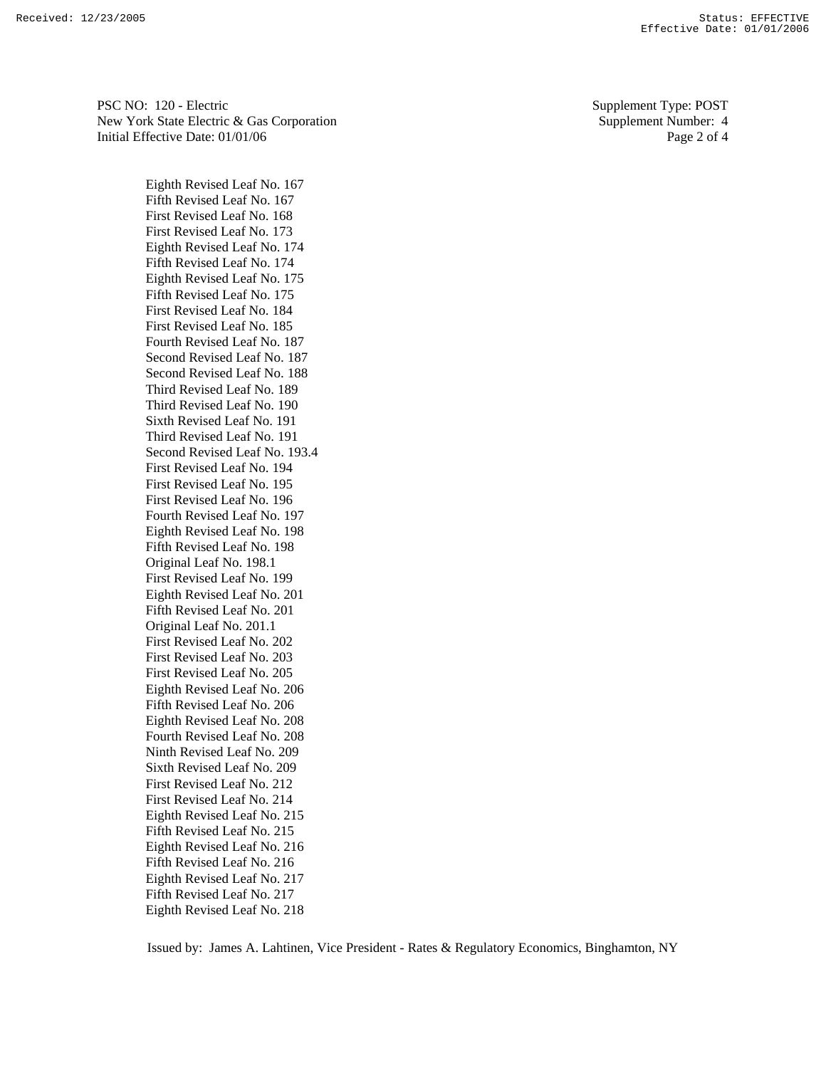PSC NO: 120 - Electric
New York State Electric & Gas Corporation
Initial Effective Date: 01/01/06

Supplement Type: POST
Supplement Number: 4

Eighth Revised Leaf No. 167
Fifth Revised Leaf No. 167
First Revised Leaf No. 168
First Revised Leaf No. 173
Eighth Revised Leaf No. 174
Fifth Revised Leaf No. 174
Eighth Revised Leaf No. 175
Fifth Revised Leaf No. 175
First Revised Leaf No. 184
First Revised Leaf No. 185
Fourth Revised Leaf No. 187
Second Revised Leaf No. 187
Second Revised Leaf No. 188
Third Revised Leaf No. 189
Third Revised Leaf No. 190
Sixth Revised Leaf No. 191
Third Revised Leaf No. 191
Second Revised Leaf No. 193.4
First Revised Leaf No. 194
First Revised Leaf No. 195
First Revised Leaf No. 196
Fourth Revised Leaf No. 197
Eighth Revised Leaf No. 198
Fifth Revised Leaf No. 198
Original Leaf No. 198.1
First Revised Leaf No. 199
Eighth Revised Leaf No. 201
Fifth Revised Leaf No. 201
Original Leaf No. 201.1
First Revised Leaf No. 202
First Revised Leaf No. 203
First Revised Leaf No. 205
Eighth Revised Leaf No. 206
Fifth Revised Leaf No. 206
Eighth Revised Leaf No. 208
Fourth Revised Leaf No. 208
Ninth Revised Leaf No. 209
Sixth Revised Leaf No. 209
First Revised Leaf No. 212
First Revised Leaf No. 214
Eighth Revised Leaf No. 215
Fifth Revised Leaf No. 215
Eighth Revised Leaf No. 216
Fifth Revised Leaf No. 216
Eighth Revised Leaf No. 217
Fifth Revised Leaf No. 217
Eighth Revised Leaf No. 218

Issued by: James A. Lahtinen, Vice President - Rates & Regulatory Economics, Binghamton, NY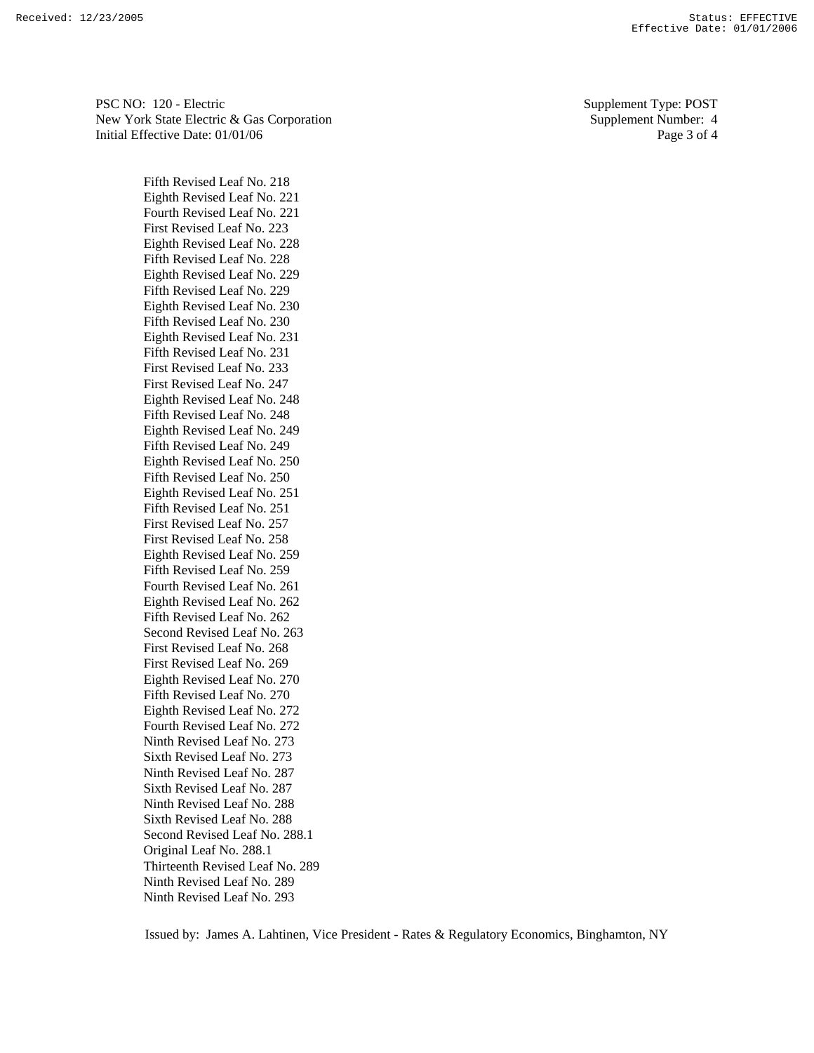PSC NO: 120 - Electric
New York State Electric & Gas Corporation
Initial Effective Date: 01/01/06

Supplement Type: POST
Supplement Number: 4

Fifth Revised Leaf No. 218
Eighth Revised Leaf No. 221
Fourth Revised Leaf No. 221
First Revised Leaf No. 223
Eighth Revised Leaf No. 228
Fifth Revised Leaf No. 228
Eighth Revised Leaf No. 229
Fifth Revised Leaf No. 229
Eighth Revised Leaf No. 230
Fifth Revised Leaf No. 230
Eighth Revised Leaf No. 231
Fifth Revised Leaf No. 231
First Revised Leaf No. 233
First Revised Leaf No. 247
Eighth Revised Leaf No. 248
Fifth Revised Leaf No. 248
Eighth Revised Leaf No. 249
Fifth Revised Leaf No. 249
Eighth Revised Leaf No. 250
Fifth Revised Leaf No. 250
Eighth Revised Leaf No. 251
Fifth Revised Leaf No. 251
First Revised Leaf No. 257
First Revised Leaf No. 258
Eighth Revised Leaf No. 259
Fifth Revised Leaf No. 259
Fourth Revised Leaf No. 261
Eighth Revised Leaf No. 262
Fifth Revised Leaf No. 262
Second Revised Leaf No. 263
First Revised Leaf No. 268
First Revised Leaf No. 269
Eighth Revised Leaf No. 270
Fifth Revised Leaf No. 270
Eighth Revised Leaf No. 272
Fourth Revised Leaf No. 272
Ninth Revised Leaf No. 273
Sixth Revised Leaf No. 273
Ninth Revised Leaf No. 287
Sixth Revised Leaf No. 287
Ninth Revised Leaf No. 288
Sixth Revised Leaf No. 288
Second Revised Leaf No. 288.1
Original Leaf No. 288.1
Thirteenth Revised Leaf No. 289
Ninth Revised Leaf No. 289
Ninth Revised Leaf No. 293

Issued by: James A. Lahtinen, Vice President - Rates & Regulatory Economics, Binghamton, NY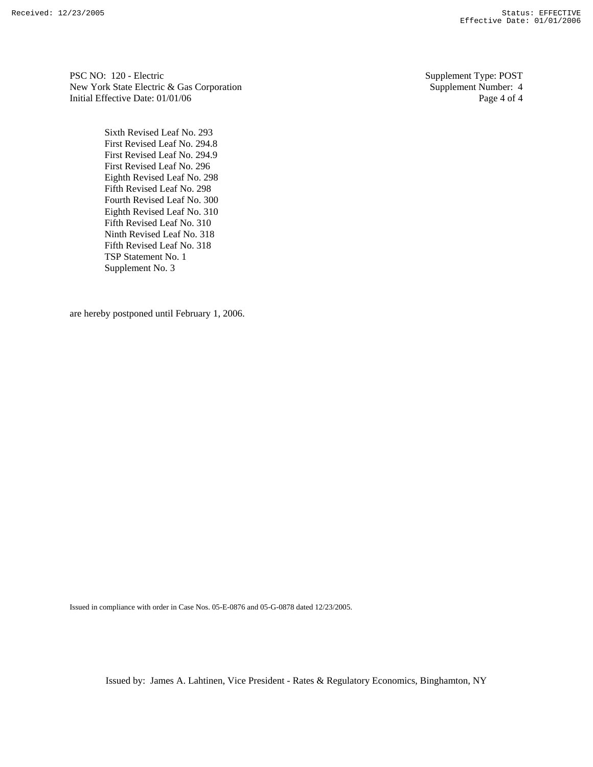PSC NO: 120 - Electric
New York State Electric & Gas Corporation
Initial Effective Date: 01/01/06

Supplement Type: POST
Supplement Number: 4

Sixth Revised Leaf No. 293
First Revised Leaf No. 294.8
First Revised Leaf No. 294.9
First Revised Leaf No. 296
Eighth Revised Leaf No. 298
Fifth Revised Leaf No. 298
Fourth Revised Leaf No. 300
Eighth Revised Leaf No. 310
Fifth Revised Leaf No. 310
Ninth Revised Leaf No. 318
Fifth Revised Leaf No. 318
TSP Statement No. 1
Supplement No. 3

are hereby postponed until February 1, 2006.

Issued in compliance with order in Case Nos. 05-E-0876 and 05-G-0878 dated 12/23/2005.

Issued by: James A. Lahtinen, Vice President - Rates & Regulatory Economics, Binghamton, NY